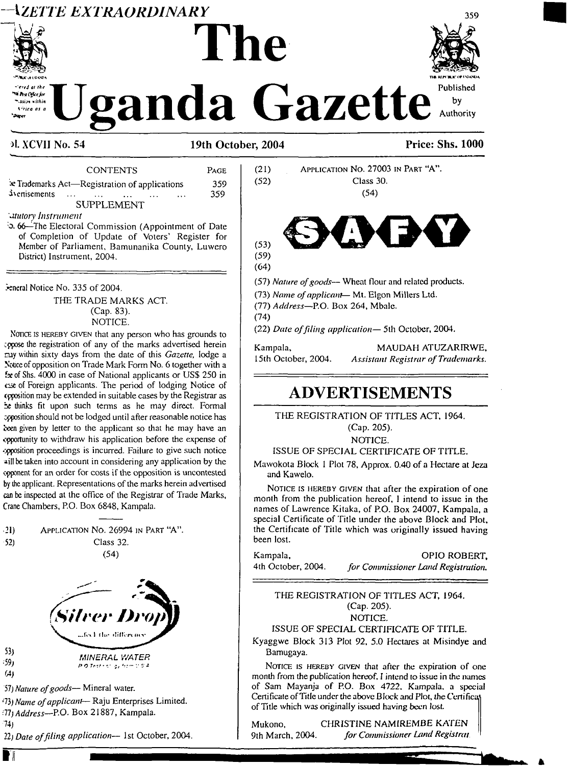# The Uganda Gazette

Published by Authority

Vol. XCVII No. 54 — 19th October, 2004 — Price: Shs. 1000

| CONTENTS | PAGE |
|---|---|
| The Trademarks Act—Registration of applications | 359 |
| Advertisements ... ... ... ... ... ... | 359 |

SUPPLEMENT

*Statutory Instrument*

No. 66—The Electoral Commission (Appointment of Date of Completion of Update of Voters' Register for Member of Parliament, Bamunanika County, Luwero District) Instrument, 2004.

General Notice No. 335 of 2004.

THE TRADE MARKS ACT.
(Cap. 83).
NOTICE.

NOTICE IS HEREBY GIVEN that any person who has grounds to oppose the registration of any of the marks advertised herein may within sixty days from the date of this *Gazette,* lodge a Notice of opposition on Trade Mark Form No. 6 together with a fee of Shs. 4000 in case of National applicants or US$ 250 in case of Foreign applicants. The period of lodging Notice of opposition may be extended in suitable cases by the Registrar as he thinks fit upon such terms as he may direct. Formal opposition should not be lodged until after reasonable notice has been given by letter to the applicant so that he may have an opportunity to withdraw his application before the expense of opposition proceedings is incurred. Failure to give such notice will be taken into account in considering any application by the opponent for an order for costs if the opposition is uncontested by the applicant. Representations of the marks herein advertised can be inspected at the office of the Registrar of Trade Marks, Crane Chambers, P.O. Box 6848, Kampala.

(21) APPLICATION No. 26994 IN PART "A".
(52) Class 32.
(54)

Silver Drop
...feel the difference
MINERAL WATER

(53)
(59)
(64)

(57) *Nature of goods*— Mineral water.
(73) *Name of applicant*— Raju Enterprises Limited.
(77) *Address*—P.O. Box 21887, Kampala.
(74)
(22) *Date of filing application*— 1st October, 2004.

(21) APPLICATION No. 27003 IN PART "A".
(52) Class 30.
(54)

SAFY

(53)
(59)
(64)

(57) *Nature of goods*— Wheat flour and related products.
(73) *Name of applicant*— Mt. Elgon Millers Ltd.
(77) *Address*—P.O. Box 264, Mbale.
(74)
(22) *Date of filing application*— 5th October, 2004.

Kampala,
15th October, 2004.

MAUDAH ATUZARIRWE,
*Assistant Registrar of Trademarks.*

## ADVERTISEMENTS

THE REGISTRATION OF TITLES ACT, 1964.
(Cap. 205).
NOTICE.
ISSUE OF SPECIAL CERTIFICATE OF TITLE.

Mawokota Block 1 Plot 78, Approx. 0.40 of a Hectare at Jeza and Kawelo.

NOTICE IS HEREBY GIVEN that after the expiration of one month from the publication hereof, I intend to issue in the names of Lawrence Kitaka, of P.O. Box 24007, Kampala, a special Certificate of Title under the above Block and Plot, the Certificate of Title which was originally issued having been lost.

Kampala,
4th October, 2004.

OPIO ROBERT,
*for Commissioner Land Registration.*

THE REGISTRATION OF TITLES ACT, 1964.
(Cap. 205).
NOTICE.
ISSUE OF SPECIAL CERTIFICATE OF TITLE.

Kyaggwe Block 313 Plot 92, 5.0 Hectares at Misindye and Bamugaya.

NOTICE IS HEREBY GIVEN that after the expiration of one month from the publication hereof, I intend to issue in the names of Sam Mayanja of P.O. Box 4722, Kampala, a special Certificate of Title under the above Block and Plot, the Certificate of Title which was originally issued having been lost.

Mukono,
9th March, 2004.

CHRISTINE NAMIREMBE KATEN
*for Commissioner Land Registrat*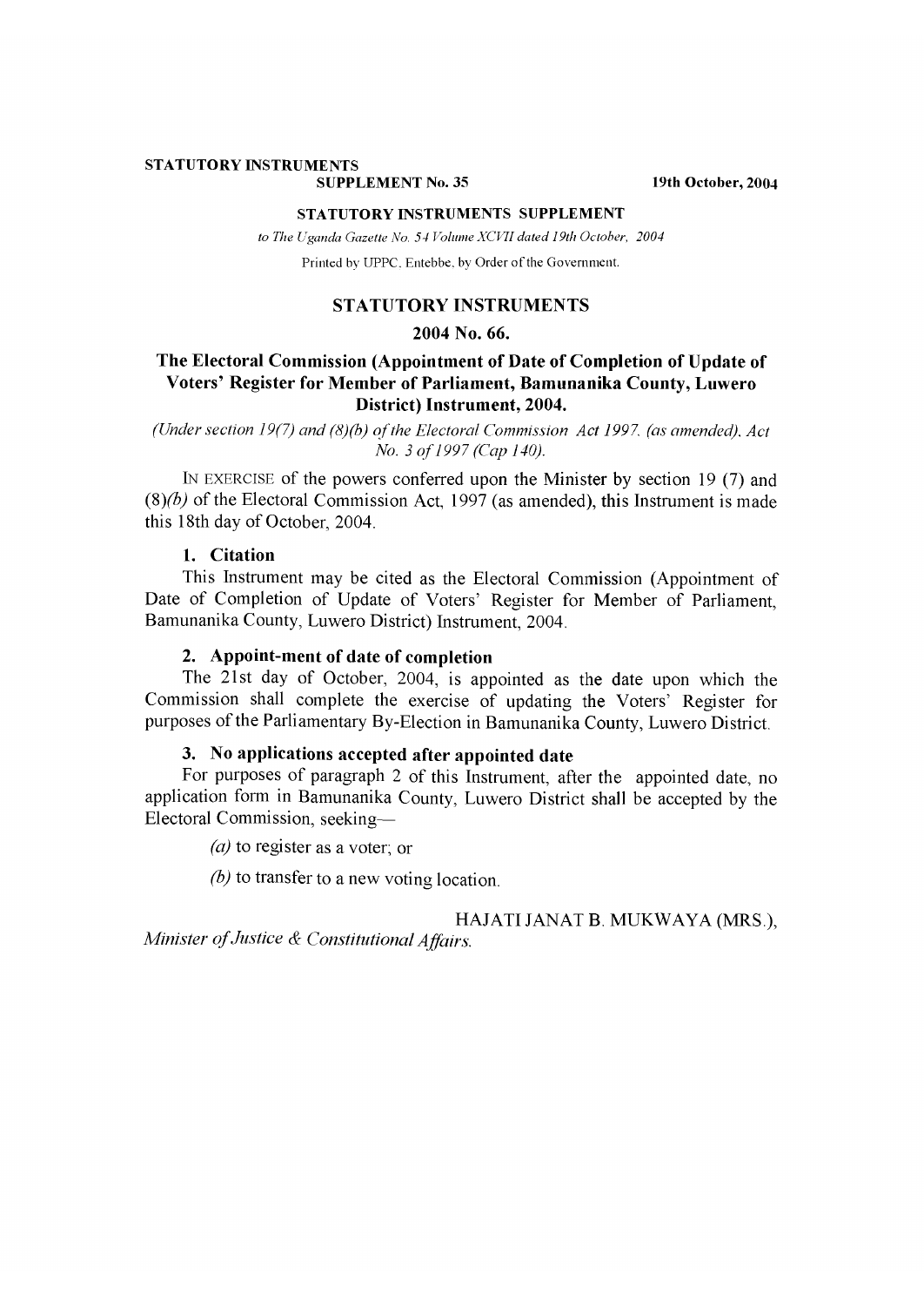**STATUTORY INSTRUMENTS**
**SUPPLEMENT No. 35** **19th October, 2004**

**STATUTORY INSTRUMENTS SUPPLEMENT**

*to The Uganda Gazette No. 54 Volume XCVII dated 19th October, 2004*

Printed by UPPC, Entebbe, by Order of the Government.

## STATUTORY INSTRUMENTS

## 2004 No. 66.

# The Electoral Commission (Appointment of Date of Completion of Update of Voters' Register for Member of Parliament, Bamunanika County, Luwero District) Instrument, 2004.

*(Under section 19(7) and (8)(b) of the Electoral Commission Act 1997. (as amended), Act No. 3 of 1997 (Cap 140).*

IN EXERCISE of the powers conferred upon the Minister by section 19 (7) and (8)*(b)* of the Electoral Commission Act, 1997 (as amended), this Instrument is made this 18th day of October, 2004.

### 1. Citation

This Instrument may be cited as the Electoral Commission (Appointment of Date of Completion of Update of Voters' Register for Member of Parliament, Bamunanika County, Luwero District) Instrument, 2004.

### 2. Appoint-ment of date of completion

The 21st day of October, 2004, is appointed as the date upon which the Commission shall complete the exercise of updating the Voters' Register for purposes of the Parliamentary By-Election in Bamunanika County, Luwero District.

### 3. No applications accepted after appointed date

For purposes of paragraph 2 of this Instrument, after the appointed date, no application form in Bamunanika County, Luwero District shall be accepted by the Electoral Commission, seeking—

*(a)* to register as a voter; or

*(b)* to transfer to a new voting location.

HAJATI JANAT B. MUKWAYA (MRS.),
*Minister of Justice & Constitutional Affairs.*